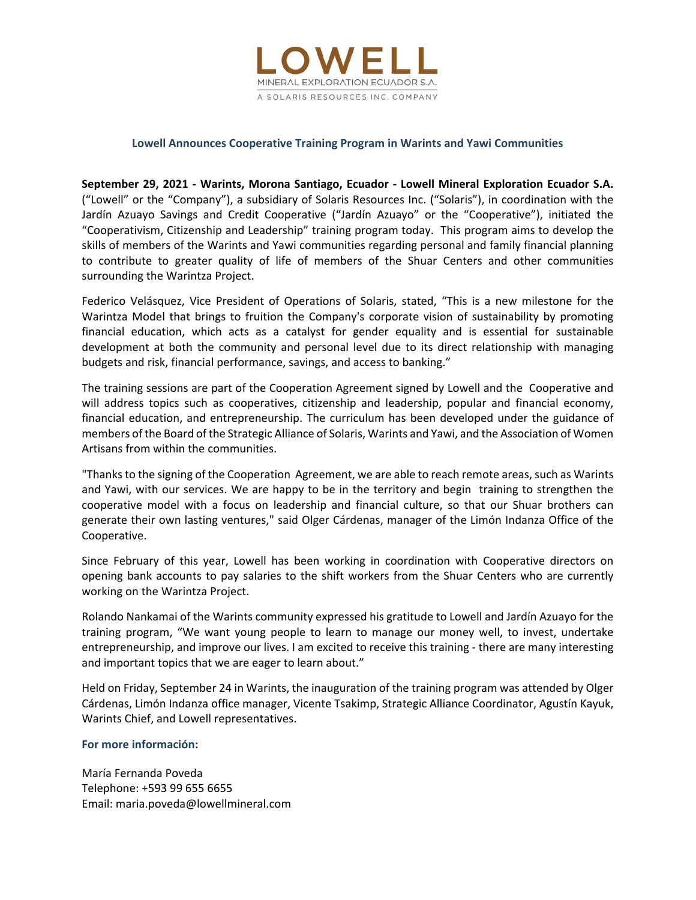LOWELL

MINERAL EXPLORATION ECUADOR S.A.

A SOLARIS RESOURCES INC. COMPANY

## Lowell Announces Cooperative Training Program in Warints and Yawi Communities

**September 29, 2021 - Warints, Morona Santiago, Ecuador - Lowell Mineral Exploration Ecuador S.A.** ("Lowell" or the "Company"), a subsidiary of Solaris Resources Inc. ("Solaris"), in coordination with the Jardín Azuayo Savings and Credit Cooperative ("Jardín Azuayo" or the "Cooperative"), initiated the "Cooperativism, Citizenship and Leadership" training program today. This program aims to develop the skills of members of the Warints and Yawi communities regarding personal and family financial planning to contribute to greater quality of life of members of the Shuar Centers and other communities surrounding the Warintza Project.

Federico Velásquez, Vice President of Operations of Solaris, stated, "This is a new milestone for the Warintza Model that brings to fruition the Company's corporate vision of sustainability by promoting financial education, which acts as a catalyst for gender equality and is essential for sustainable development at both the community and personal level due to its direct relationship with managing budgets and risk, financial performance, savings, and access to banking."

The training sessions are part of the Cooperation Agreement signed by Lowell and the Cooperative and will address topics such as cooperatives, citizenship and leadership, popular and financial economy, financial education, and entrepreneurship. The curriculum has been developed under the guidance of members of the Board of the Strategic Alliance of Solaris, Warints and Yawi, and the Association of Women Artisans from within the communities.

"Thanks to the signing of the Cooperation Agreement, we are able to reach remote areas, such as Warints and Yawi, with our services. We are happy to be in the territory and begin training to strengthen the cooperative model with a focus on leadership and financial culture, so that our Shuar brothers can generate their own lasting ventures," said Olger Cárdenas, manager of the Limón Indanza Office of the Cooperative.

Since February of this year, Lowell has been working in coordination with Cooperative directors on opening bank accounts to pay salaries to the shift workers from the Shuar Centers who are currently working on the Warintza Project.

Rolando Nankamai of the Warints community expressed his gratitude to Lowell and Jardín Azuayo for the training program, "We want young people to learn to manage our money well, to invest, undertake entrepreneurship, and improve our lives. I am excited to receive this training - there are many interesting and important topics that we are eager to learn about."

Held on Friday, September 24 in Warints, the inauguration of the training program was attended by Olger Cárdenas, Limón Indanza office manager, Vicente Tsakimp, Strategic Alliance Coordinator, Agustín Kayuk, Warints Chief, and Lowell representatives.

**For more información:**

María Fernanda Poveda
Telephone: +593 99 655 6655
Email: maria.poveda@lowellmineral.com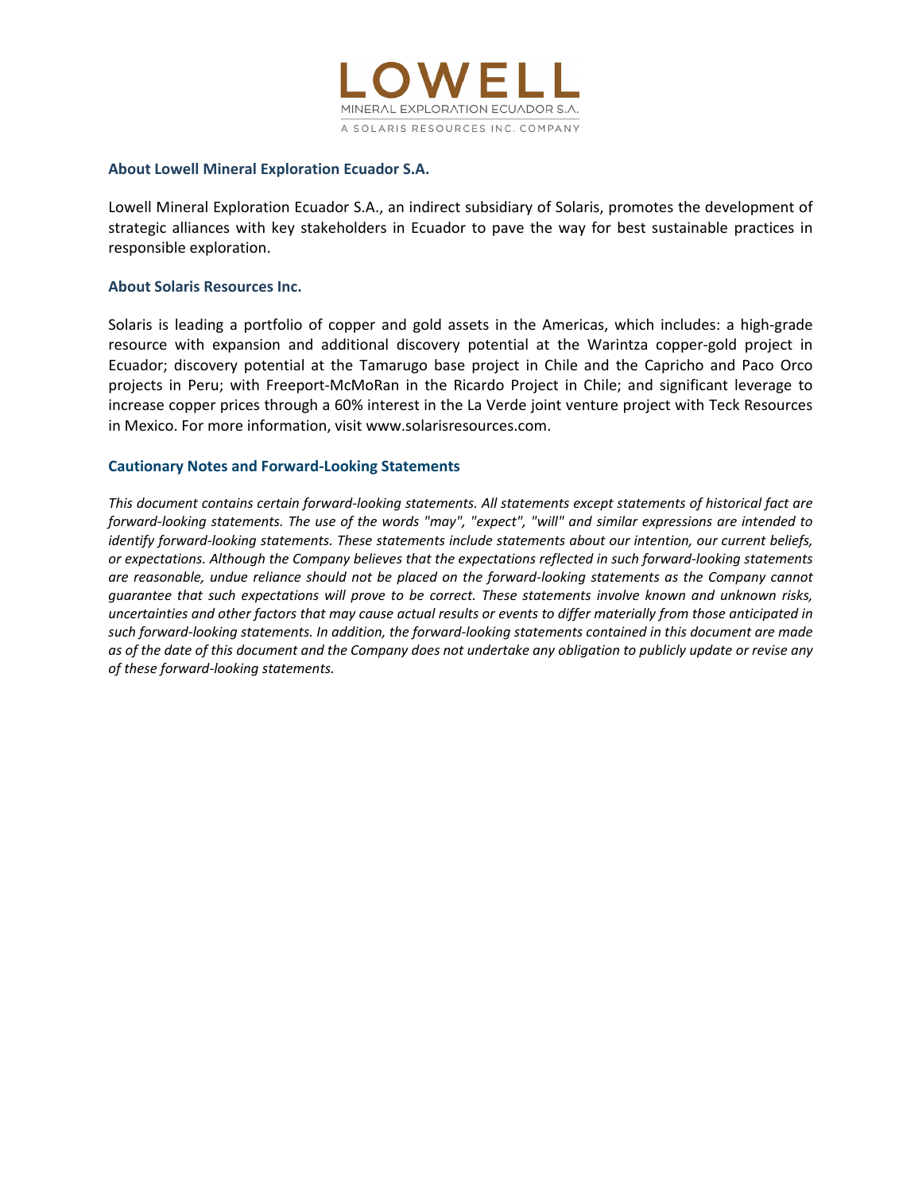LOWELL

MINERAL EXPLORATION ECUADOR S.A.

A SOLARIS RESOURCES INC. COMPANY

### About Lowell Mineral Exploration Ecuador S.A.

Lowell Mineral Exploration Ecuador S.A., an indirect subsidiary of Solaris, promotes the development of strategic alliances with key stakeholders in Ecuador to pave the way for best sustainable practices in responsible exploration.

### About Solaris Resources Inc.

Solaris is leading a portfolio of copper and gold assets in the Americas, which includes: a high-grade resource with expansion and additional discovery potential at the Warintza copper-gold project in Ecuador; discovery potential at the Tamarugo base project in Chile and the Capricho and Paco Orco projects in Peru; with Freeport-McMoRan in the Ricardo Project in Chile; and significant leverage to increase copper prices through a 60% interest in the La Verde joint venture project with Teck Resources in Mexico. For more information, visit www.solarisresources.com.

### Cautionary Notes and Forward-Looking Statements

*This document contains certain forward-looking statements. All statements except statements of historical fact are forward-looking statements. The use of the words "may", "expect", "will" and similar expressions are intended to identify forward-looking statements. These statements include statements about our intention, our current beliefs, or expectations. Although the Company believes that the expectations reflected in such forward-looking statements are reasonable, undue reliance should not be placed on the forward-looking statements as the Company cannot guarantee that such expectations will prove to be correct. These statements involve known and unknown risks, uncertainties and other factors that may cause actual results or events to differ materially from those anticipated in such forward-looking statements. In addition, the forward-looking statements contained in this document are made as of the date of this document and the Company does not undertake any obligation to publicly update or revise any of these forward-looking statements.*